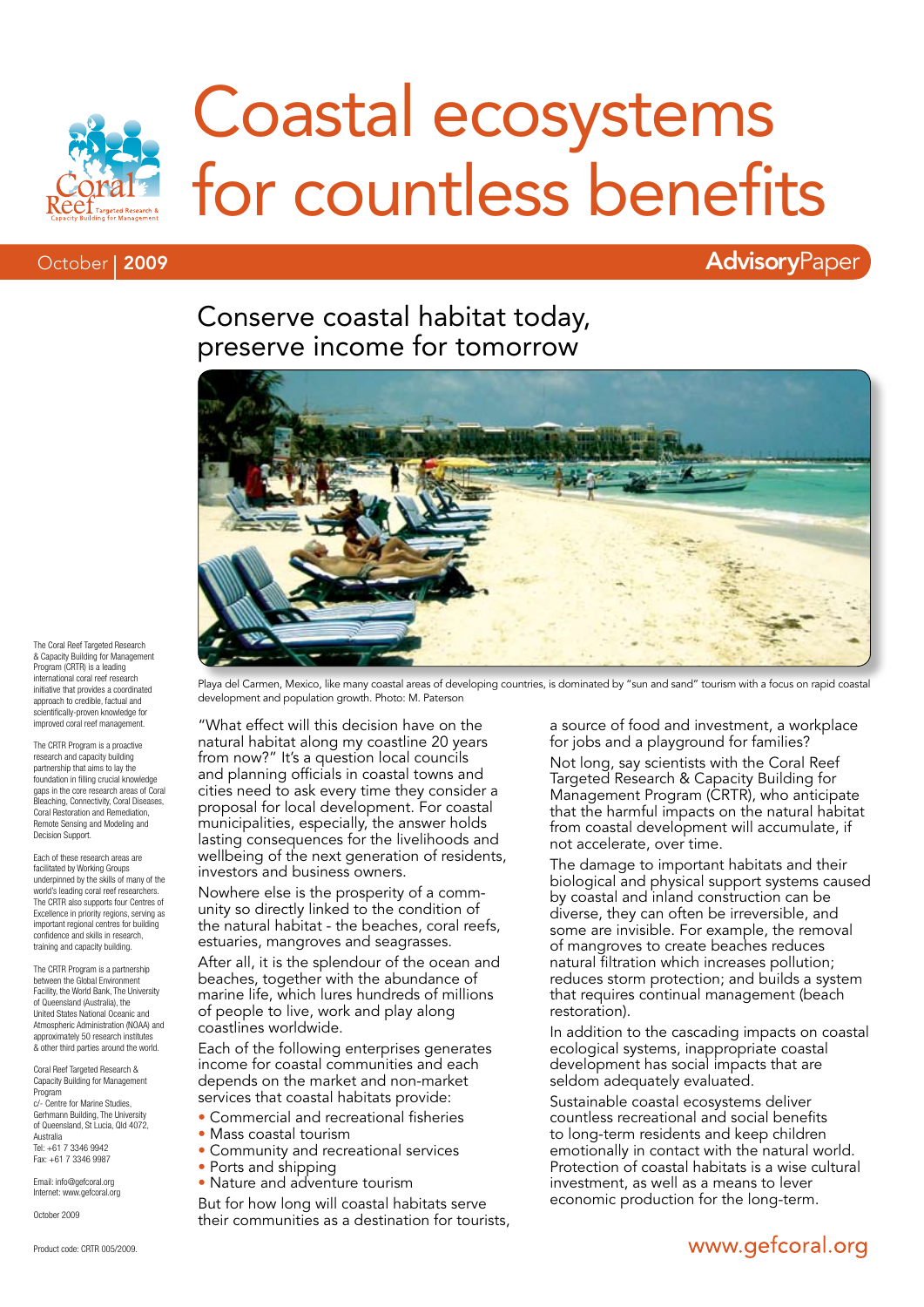# Coastal ecosystems for countless benefits

October | **2009**

**Advisory**Paper

## Conserve coastal habitat today, preserve income for tomorrow

Playa del Carmen, Mexico, like many coastal areas of developing countries, is dominated by "sun and sand" tourism with a focus on rapid coastal development and population growth. Photo: M. Paterson

"What effect will this decision have on the natural habitat along my coastline 20 years from now?" It's a question local councils and planning officials in coastal towns and cities need to ask every time they consider a proposal for local development. For coastal municipalities, especially, the answer holds lasting consequences for the livelihoods and wellbeing of the next generation of residents, investors and business owners.

Nowhere else is the prosperity of a community so directly linked to the condition of the natural habitat - the beaches, coral reefs, estuaries, mangroves and seagrasses.

After all, it is the splendour of the ocean and beaches, together with the abundance of marine life, which lures hundreds of millions of people to live, work and play along coastlines worldwide.

Each of the following enterprises generates income for coastal communities and each depends on the market and non-market services that coastal habitats provide:

- Commercial and recreational fisheries
- Mass coastal tourism
- Community and recreational services
- Ports and shipping
- Nature and adventure tourism

But for how long will coastal habitats serve their communities as a destination for tourists, a source of food and investment, a workplace for jobs and a playground for families?

Not long, say scientists with the Coral Reef Targeted Research & Capacity Building for Management Program (CRTR), who anticipate that the harmful impacts on the natural habitat from coastal development will accumulate, if not accelerate, over time.

The damage to important habitats and their biological and physical support systems caused by coastal and inland construction can be diverse, they can often be irreversible, and some are invisible. For example, the removal of mangroves to create beaches reduces natural filtration which increases pollution; reduces storm protection; and builds a system that requires continual management (beach restoration).

In addition to the cascading impacts on coastal ecological systems, inappropriate coastal development has social impacts that are seldom adequately evaluated.

Sustainable coastal ecosystems deliver countless recreational and social benefits to long-term residents and keep children emotionally in contact with the natural world. Protection of coastal habitats is a wise cultural investment, as well as a means to lever economic production for the long-term.

The Coral Reef Targeted Research & Capacity Building for Management Program (CRTR) is a leading international coral reef research initiative that provides a coordinated approach to credible, factual and scientifically-proven knowledge for improved coral reef management.

The CRTR Program is a proactive research and capacity building partnership that aims to lay the foundation in filling crucial knowledge gaps in the core research areas of Coral Bleaching, Connectivity, Coral Diseases, Coral Restoration and Remediation, Remote Sensing and Modeling and Decision Support.

Each of these research areas are facilitated by Working Groups underpinned by the skills of many of the world's leading coral reef researchers. The CRTR also supports four Centres of Excellence in priority regions, serving as important regional centres for building confidence and skills in research, training and capacity building.

The CRTR Program is a partnership between the Global Environment Facility, the World Bank, The University of Queensland (Australia), the United States National Oceanic and Atmospheric Administration (NOAA) and approximately 50 research institutes & other third parties around the world.

Coral Reef Targeted Research & Capacity Building for Management Program
c/- Centre for Marine Studies, Gerhmann Building, The University of Queensland, St Lucia, Qld 4072, Australia
Tel: +61 7 3346 9942
Fax: +61 7 3346 9987

Email: info@gefcoral.org
Internet: www.gefcoral.org

October 2009

Product code: CRTR 005/2009.

www.gefcoral.org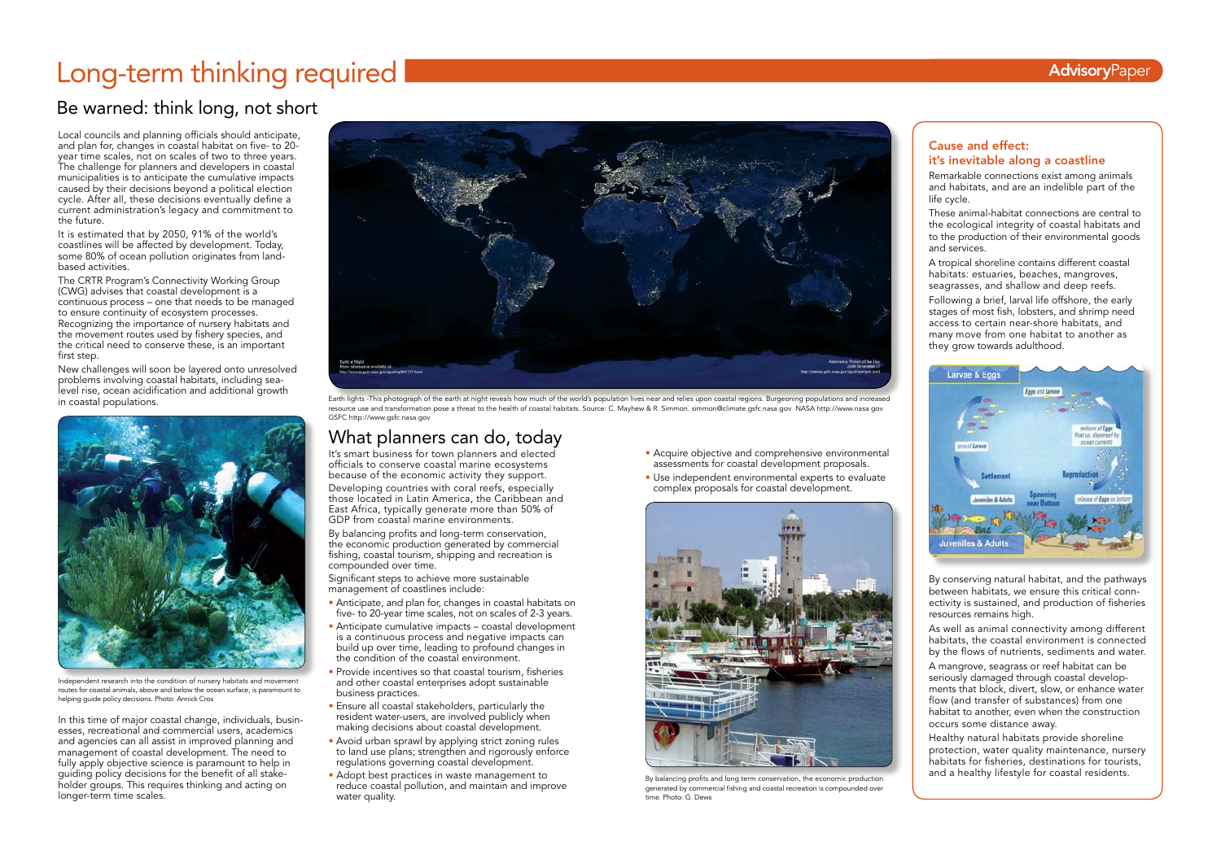# Long-term thinking required

AdvisoryPaper

## Be warned: think long, not short

Local councils and planning officials should anticipate, and plan for, changes in coastal habitat on five- to 20-year time scales, not on scales of two to three years. The challenge for planners and developers in coastal municipalities is to anticipate the cumulative impacts caused by their decisions beyond a political election cycle. After all, these decisions eventually define a current administration's legacy and commitment to the future.

It is estimated that by 2050, 91% of the world's coastlines will be affected by development. Today, some 80% of ocean pollution originates from land-based activities.

The CRTR Program's Connectivity Working Group (CWG) advises that coastal development is a continuous process – one that needs to be managed to ensure continuity of ecosystem processes. Recognizing the importance of nursery habitats and the movement routes used by fishery species, and the critical need to conserve these, is an important first step.

New challenges will soon be layered onto unresolved problems involving coastal habitats, including sea-level rise, ocean acidification and additional growth in coastal populations.

Independent research into the condition of nursery habitats and movement routes for coastal animals, above and below the ocean surface, is paramount to helping guide policy decisions. Photo: Annick Cros

In this time of major coastal change, individuals, businesses, recreational and commercial users, academics and agencies can all assist in improved planning and management of coastal development. The need to fully apply objective science is paramount to help in guiding policy decisions for the benefit of all stakeholder groups. This requires thinking and acting on longer-term time scales.

Earth lights -This photograph of the earth at night reveals how much of the world's population lives near and relies upon coastal regions. Burgeoning populations and increased resource use and transformation pose a threat to the health of coastal habitats. Source: C. Mayhew & R. Simmon. simmon@climate.gsfc.nasa.gov NASA http://www.nasa.gov GSFC http://www.gsfc.nasa.gov

## What planners can do, today

It's smart business for town planners and elected officials to conserve coastal marine ecosystems because of the economic activity they support.

Developing countries with coral reefs, especially those located in Latin America, the Caribbean and East Africa, typically generate more than 50% of GDP from coastal marine environments.

By balancing profits and long-term conservation, the economic production generated by commercial fishing, coastal tourism, shipping and recreation is compounded over time.

Significant steps to achieve more sustainable management of coastlines include:

- Anticipate, and plan for, changes in coastal habitats on five- to 20-year time scales, not on scales of 2-3 years.
- Anticipate cumulative impacts – coastal development is a continuous process and negative impacts can build up over time, leading to profound changes in the condition of the coastal environment.
- Provide incentives so that coastal tourism, fisheries and other coastal enterprises adopt sustainable business practices.
- Ensure all coastal stakeholders, particularly the resident water-users, are involved publicly when making decisions about coastal development.
- Avoid urban sprawl by applying strict zoning rules to land use plans; strengthen and rigorously enforce regulations governing coastal development.
- Adopt best practices in waste management to reduce coastal pollution, and maintain and improve water quality.
- Acquire objective and comprehensive environmental assessments for coastal development proposals.
- Use independent environmental experts to evaluate complex proposals for coastal development.

By balancing profits and long term conservation, the economic production generated by commercial fishing and coastal recreation is compounded over time. Photo: G. Dews

### Cause and effect: it's inevitable along a coastline

Remarkable connections exist among animals and habitats, and are an indelible part of the life cycle.

These animal-habitat connections are central to the ecological integrity of coastal habitats and to the production of their environmental goods and services.

A tropical shoreline contains different coastal habitats: estuaries, beaches, mangroves, seagrasses, and shallow and deep reefs.

Following a brief, larval life offshore, the early stages of most fish, lobsters, and shrimp need access to certain near-shore habitats, and many move from one habitat to another as they grow towards adulthood.

By conserving natural habitat, and the pathways between habitats, we ensure this critical connectivity is sustained, and production of fisheries resources remains high.

As well as animal connectivity among different habitats, the coastal environment is connected by the flows of nutrients, sediments and water.

A mangrove, seagrass or reef habitat can be seriously damaged through coastal developments that block, divert, slow, or enhance water flow (and transfer of substances) from one habitat to another, even when the construction occurs some distance away.

Healthy natural habitats provide shoreline protection, water quality maintenance, nursery habitats for fisheries, destinations for tourists, and a healthy lifestyle for coastal residents.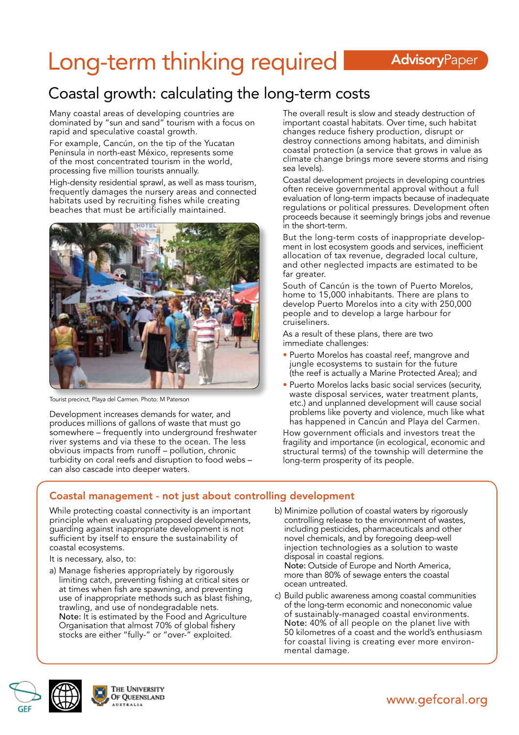# Long-term thinking required

**AdvisoryPaper**

## Coastal growth: calculating the long-term costs

Many coastal areas of developing countries are dominated by "sun and sand" tourism with a focus on rapid and speculative coastal growth.

For example, Cancún, on the tip of the Yucatan Peninsula in north-east México, represents some of the most concentrated tourism in the world, processing five million tourists annually.

High-density residential sprawl, as well as mass tourism, frequently damages the nursery areas and connected habitats used by recruiting fishes while creating beaches that must be artificially maintained.

Tourist precinct, Playa del Carmen. Photo: M Paterson

Development increases demands for water, and produces millions of gallons of waste that must go somewhere – frequently into underground freshwater river systems and via these to the ocean. The less obvious impacts from runoff – pollution, chronic turbidity on coral reefs and disruption to food webs – can also cascade into deeper waters.

The overall result is slow and steady destruction of important coastal habitats. Over time, such habitat changes reduce fishery production, disrupt or destroy connections among habitats, and diminish coastal protection (a service that grows in value as climate change brings more severe storms and rising sea levels).

Coastal development projects in developing countries often receive governmental approval without a full evaluation of long-term impacts because of inadequate regulations or political pressures. Development often proceeds because it seemingly brings jobs and revenue in the short-term.

But the long-term costs of inappropriate development in lost ecosystem goods and services, inefficient allocation of tax revenue, degraded local culture, and other neglected impacts are estimated to be far greater.

South of Cancún is the town of Puerto Morelos, home to 15,000 inhabitants. There are plans to develop Puerto Morelos into a city with 250,000 people and to develop a large harbour for cruiseliners.

As a result of these plans, there are two immediate challenges:

- Puerto Morelos has coastal reef, mangrove and jungle ecosystems to sustain for the future (the reef is actually a Marine Protected Area); and
- Puerto Morelos lacks basic social services (security, waste disposal services, water treatment plants, etc.) and unplanned development will cause social problems like poverty and violence, much like what has happened in Cancún and Playa del Carmen.

How government officials and investors treat the fragility and importance (in ecological, economic and structural terms) of the township will determine the long-term prosperity of its people.

### Coastal management - not just about controlling development

While protecting coastal connectivity is an important principle when evaluating proposed developments, guarding against inappropriate development is not sufficient by itself to ensure the sustainability of coastal ecosystems.

It is necessary, also, to:

a) Manage fisheries appropriately by rigorously limiting catch, preventing fishing at critical sites or at times when fish are spawning, and preventing use of inappropriate methods such as blast fishing, trawling, and use of nondegradable nets.
Note: It is estimated by the Food and Agriculture Organisation that almost 70% of global fishery stocks are either "fully-" or "over-" exploited.

b) Minimize pollution of coastal waters by rigorously controlling release to the environment of wastes, including pesticides, pharmaceuticals and other novel chemicals, and by foregoing deep-well injection technologies as a solution to waste disposal in coastal regions.
Note: Outside of Europe and North America, more than 80% of sewage enters the coastal ocean untreated.

c) Build public awareness among coastal communities of the long-term economic and noneconomic value of sustainably-managed coastal environments.
Note: 40% of all people on the planet live with 50 kilometres of a coast and the world's enthusiasm for coastal living is creating ever more environmental damage.

www.gefcoral.org